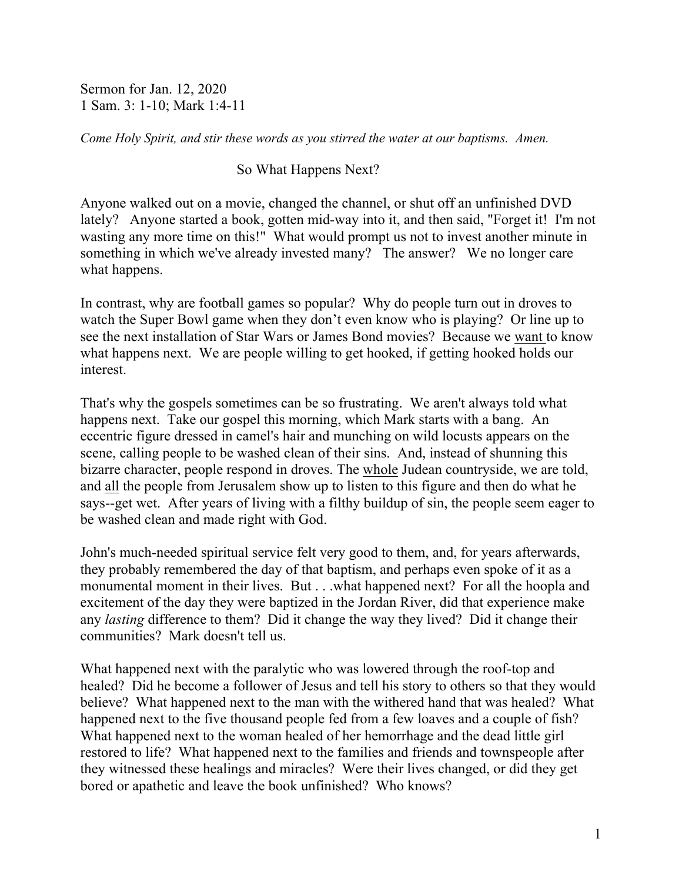Sermon for Jan. 12, 2020
1 Sam. 3: 1-10; Mark 1:4-11

*Come Holy Spirit, and stir these words as you stirred the water at our baptisms. Amen.*

## So What Happens Next?

Anyone walked out on a movie, changed the channel, or shut off an unfinished DVD lately? Anyone started a book, gotten mid-way into it, and then said, "Forget it! I'm not wasting any more time on this!" What would prompt us not to invest another minute in something in which we've already invested many? The answer? We no longer care what happens.

In contrast, why are football games so popular? Why do people turn out in droves to watch the Super Bowl game when they don't even know who is playing? Or line up to see the next installation of Star Wars or James Bond movies? Because we <u>want</u> to know what happens next. We are people willing to get hooked, if getting hooked holds our interest.

That's why the gospels sometimes can be so frustrating. We aren't always told what happens next. Take our gospel this morning, which Mark starts with a bang. An eccentric figure dressed in camel's hair and munching on wild locusts appears on the scene, calling people to be washed clean of their sins. And, instead of shunning this bizarre character, people respond in droves. The <u>whole</u> Judean countryside, we are told, and <u>all</u> the people from Jerusalem show up to listen to this figure and then do what he says--get wet. After years of living with a filthy buildup of sin, the people seem eager to be washed clean and made right with God.

John's much-needed spiritual service felt very good to them, and, for years afterwards, they probably remembered the day of that baptism, and perhaps even spoke of it as a monumental moment in their lives. But . . .what happened next? For all the hoopla and excitement of the day they were baptized in the Jordan River, did that experience make any *lasting* difference to them? Did it change the way they lived? Did it change their communities? Mark doesn't tell us.

What happened next with the paralytic who was lowered through the roof-top and healed? Did he become a follower of Jesus and tell his story to others so that they would believe? What happened next to the man with the withered hand that was healed? What happened next to the five thousand people fed from a few loaves and a couple of fish? What happened next to the woman healed of her hemorrhage and the dead little girl restored to life? What happened next to the families and friends and townspeople after they witnessed these healings and miracles? Were their lives changed, or did they get bored or apathetic and leave the book unfinished? Who knows?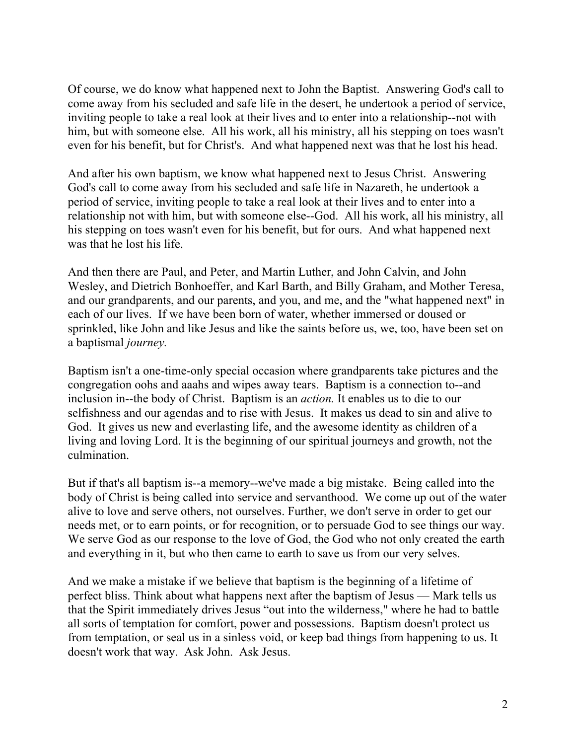Of course, we do know what happened next to John the Baptist. Answering God's call to come away from his secluded and safe life in the desert, he undertook a period of service, inviting people to take a real look at their lives and to enter into a relationship--not with him, but with someone else. All his work, all his ministry, all his stepping on toes wasn't even for his benefit, but for Christ's. And what happened next was that he lost his head.

And after his own baptism, we know what happened next to Jesus Christ. Answering God's call to come away from his secluded and safe life in Nazareth, he undertook a period of service, inviting people to take a real look at their lives and to enter into a relationship not with him, but with someone else--God. All his work, all his ministry, all his stepping on toes wasn't even for his benefit, but for ours. And what happened next was that he lost his life.

And then there are Paul, and Peter, and Martin Luther, and John Calvin, and John Wesley, and Dietrich Bonhoeffer, and Karl Barth, and Billy Graham, and Mother Teresa, and our grandparents, and our parents, and you, and me, and the "what happened next" in each of our lives. If we have been born of water, whether immersed or doused or sprinkled, like John and like Jesus and like the saints before us, we, too, have been set on a baptismal *journey.*

Baptism isn't a one-time-only special occasion where grandparents take pictures and the congregation oohs and aaahs and wipes away tears. Baptism is a connection to--and inclusion in--the body of Christ. Baptism is an *action.* It enables us to die to our selfishness and our agendas and to rise with Jesus. It makes us dead to sin and alive to God. It gives us new and everlasting life, and the awesome identity as children of a living and loving Lord. It is the beginning of our spiritual journeys and growth, not the culmination.

But if that's all baptism is--a memory--we've made a big mistake. Being called into the body of Christ is being called into service and servanthood. We come up out of the water alive to love and serve others, not ourselves. Further, we don't serve in order to get our needs met, or to earn points, or for recognition, or to persuade God to see things our way. We serve God as our response to the love of God, the God who not only created the earth and everything in it, but who then came to earth to save us from our very selves.

And we make a mistake if we believe that baptism is the beginning of a lifetime of perfect bliss. Think about what happens next after the baptism of Jesus — Mark tells us that the Spirit immediately drives Jesus "out into the wilderness," where he had to battle all sorts of temptation for comfort, power and possessions. Baptism doesn't protect us from temptation, or seal us in a sinless void, or keep bad things from happening to us. It doesn't work that way. Ask John. Ask Jesus.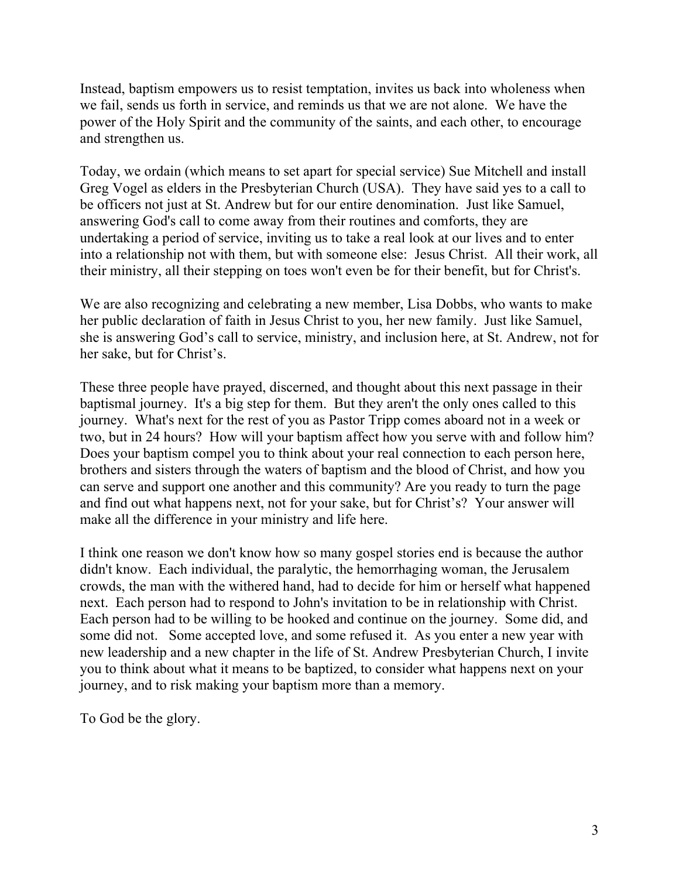Instead, baptism empowers us to resist temptation, invites us back into wholeness when we fail, sends us forth in service, and reminds us that we are not alone. We have the power of the Holy Spirit and the community of the saints, and each other, to encourage and strengthen us.

Today, we ordain (which means to set apart for special service) Sue Mitchell and install Greg Vogel as elders in the Presbyterian Church (USA). They have said yes to a call to be officers not just at St. Andrew but for our entire denomination. Just like Samuel, answering God's call to come away from their routines and comforts, they are undertaking a period of service, inviting us to take a real look at our lives and to enter into a relationship not with them, but with someone else: Jesus Christ. All their work, all their ministry, all their stepping on toes won't even be for their benefit, but for Christ's.

We are also recognizing and celebrating a new member, Lisa Dobbs, who wants to make her public declaration of faith in Jesus Christ to you, her new family. Just like Samuel, she is answering God's call to service, ministry, and inclusion here, at St. Andrew, not for her sake, but for Christ's.

These three people have prayed, discerned, and thought about this next passage in their baptismal journey. It's a big step for them. But they aren't the only ones called to this journey. What's next for the rest of you as Pastor Tripp comes aboard not in a week or two, but in 24 hours? How will your baptism affect how you serve with and follow him? Does your baptism compel you to think about your real connection to each person here, brothers and sisters through the waters of baptism and the blood of Christ, and how you can serve and support one another and this community? Are you ready to turn the page and find out what happens next, not for your sake, but for Christ's? Your answer will make all the difference in your ministry and life here.

I think one reason we don't know how so many gospel stories end is because the author didn't know. Each individual, the paralytic, the hemorrhaging woman, the Jerusalem crowds, the man with the withered hand, had to decide for him or herself what happened next. Each person had to respond to John's invitation to be in relationship with Christ. Each person had to be willing to be hooked and continue on the journey. Some did, and some did not. Some accepted love, and some refused it. As you enter a new year with new leadership and a new chapter in the life of St. Andrew Presbyterian Church, I invite you to think about what it means to be baptized, to consider what happens next on your journey, and to risk making your baptism more than a memory.

To God be the glory.